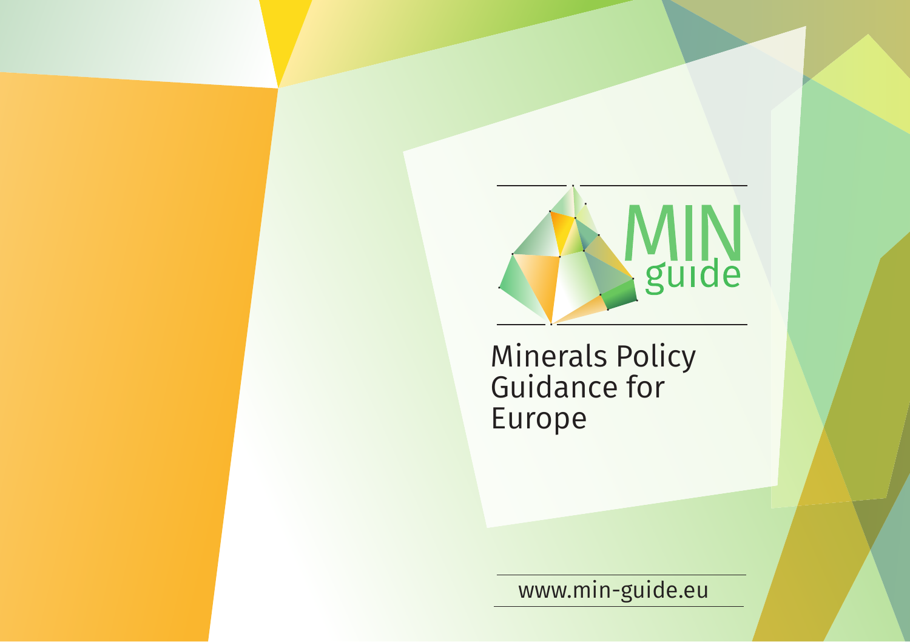MIN guide

# Minerals Policy Guidance for Europe

www.min-guide.eu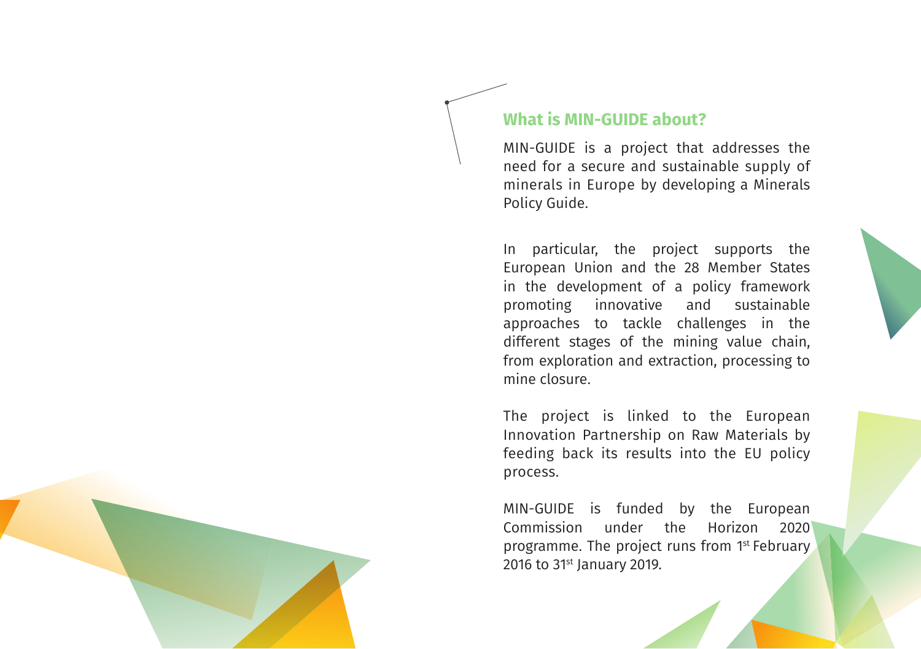## What is MIN-GUIDE about?

MIN-GUIDE is a project that addresses the need for a secure and sustainable supply of minerals in Europe by developing a Minerals Policy Guide.

In particular, the project supports the European Union and the 28 Member States in the development of a policy framework promoting innovative and sustainable approaches to tackle challenges in the different stages of the mining value chain, from exploration and extraction, processing to mine closure.

The project is linked to the European Innovation Partnership on Raw Materials by feeding back its results into the EU policy process.

MIN-GUIDE is funded by the European Commission under the Horizon 2020 programme. The project runs from 1st February 2016 to 31st January 2019.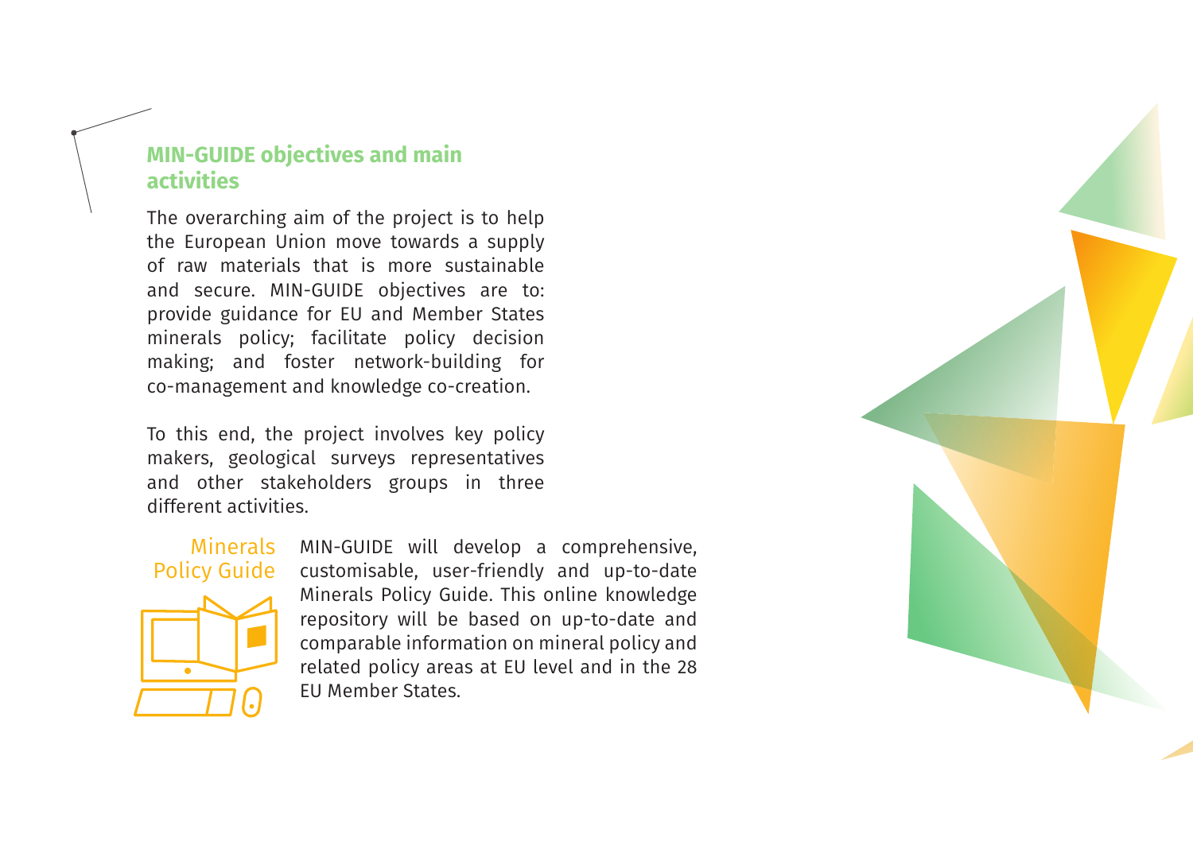## MIN-GUIDE objectives and main activities

The overarching aim of the project is to help the European Union move towards a supply of raw materials that is more sustainable and secure. MIN-GUIDE objectives are to: provide guidance for EU and Member States minerals policy; facilitate policy decision making; and foster network-building for co-management and knowledge co-creation.

To this end, the project involves key policy makers, geological surveys representatives and other stakeholders groups in three different activities.

### Minerals Policy Guide

MIN-GUIDE will develop a comprehensive, customisable, user-friendly and up-to-date Minerals Policy Guide. This online knowledge repository will be based on up-to-date and comparable information on mineral policy and related policy areas at EU level and in the 28 EU Member States.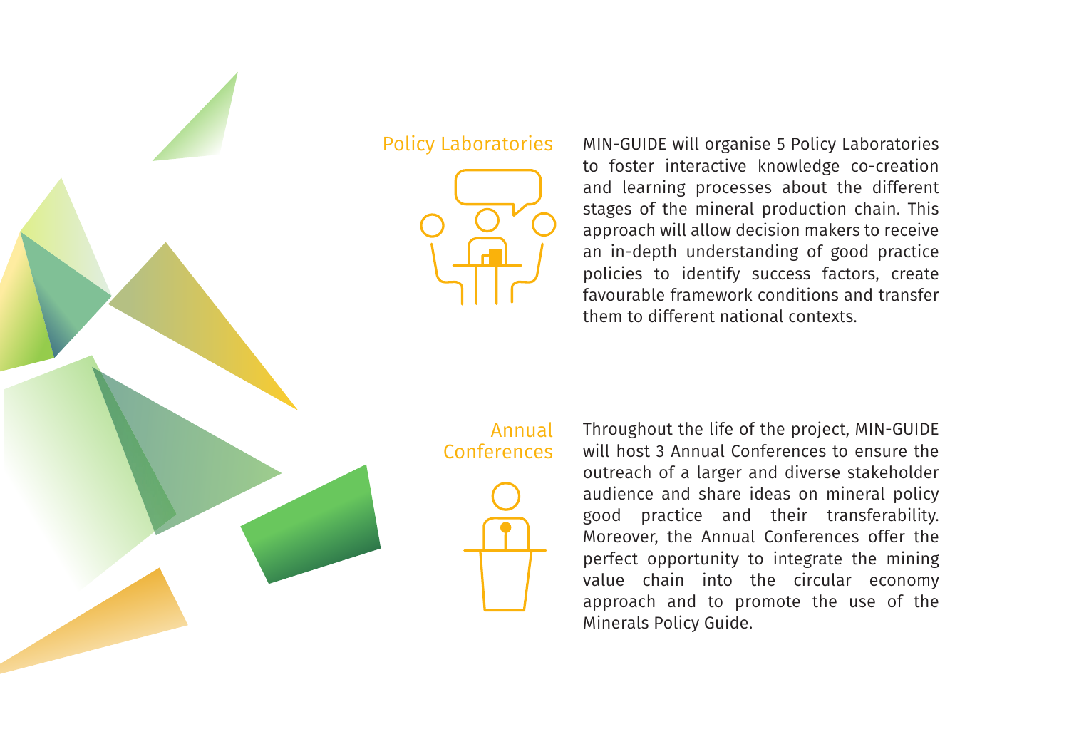## Policy Laboratories

MIN-GUIDE will organise 5 Policy Laboratories to foster interactive knowledge co-creation and learning processes about the different stages of the mineral production chain. This approach will allow decision makers to receive an in-depth understanding of good practice policies to identify success factors, create favourable framework conditions and transfer them to different national contexts.

## Annual Conferences

Throughout the life of the project, MIN-GUIDE will host 3 Annual Conferences to ensure the outreach of a larger and diverse stakeholder audience and share ideas on mineral policy good practice and their transferability. Moreover, the Annual Conferences offer the perfect opportunity to integrate the mining value chain into the circular economy approach and to promote the use of the Minerals Policy Guide.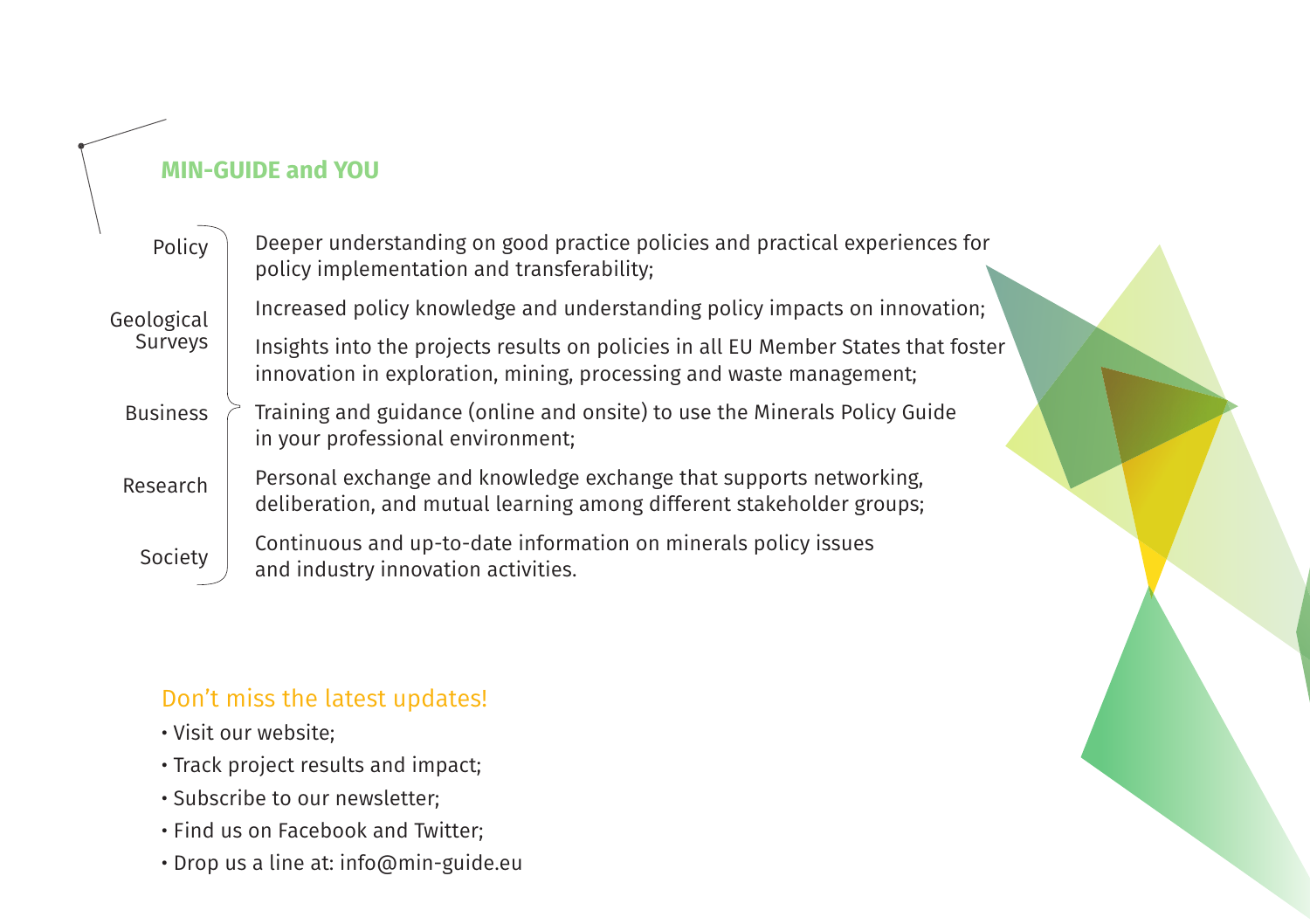## MIN-GUIDE and YOU

Policy
Geological Surveys
Business
Research
Society

- Deeper understanding on good practice policies and practical experiences for policy implementation and transferability;
- Increased policy knowledge and understanding policy impacts on innovation;
- Insights into the projects results on policies in all EU Member States that foster innovation in exploration, mining, processing and waste management;
- Training and guidance (online and onsite) to use the Minerals Policy Guide in your professional environment;
- Personal exchange and knowledge exchange that supports networking, deliberation, and mutual learning among different stakeholder groups;
- Continuous and up-to-date information on minerals policy issues and industry innovation activities.

### Don't miss the latest updates!

- Visit our website;
- Track project results and impact;
- Subscribe to our newsletter;
- Find us on Facebook and Twitter;
- Drop us a line at: info@min-guide.eu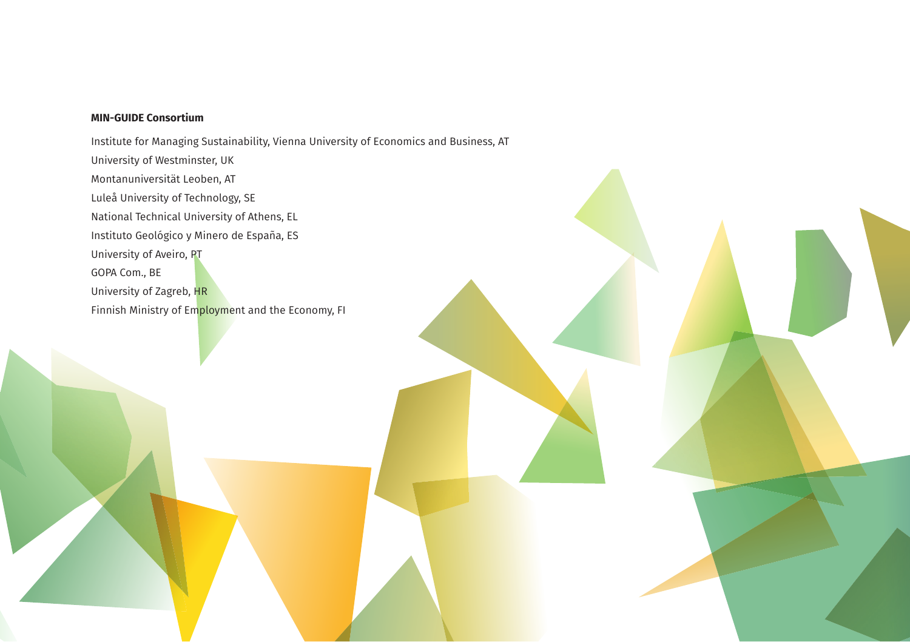**MIN-GUIDE Consortium**

Institute for Managing Sustainability, Vienna University of Economics and Business, AT
University of Westminster, UK
Montanuniversität Leoben, AT
Luleå University of Technology, SE
National Technical University of Athens, EL
Instituto Geológico y Minero de España, ES
University of Aveiro, PT
GOPA Com., BE
University of Zagreb, HR
Finnish Ministry of Employment and the Economy, FI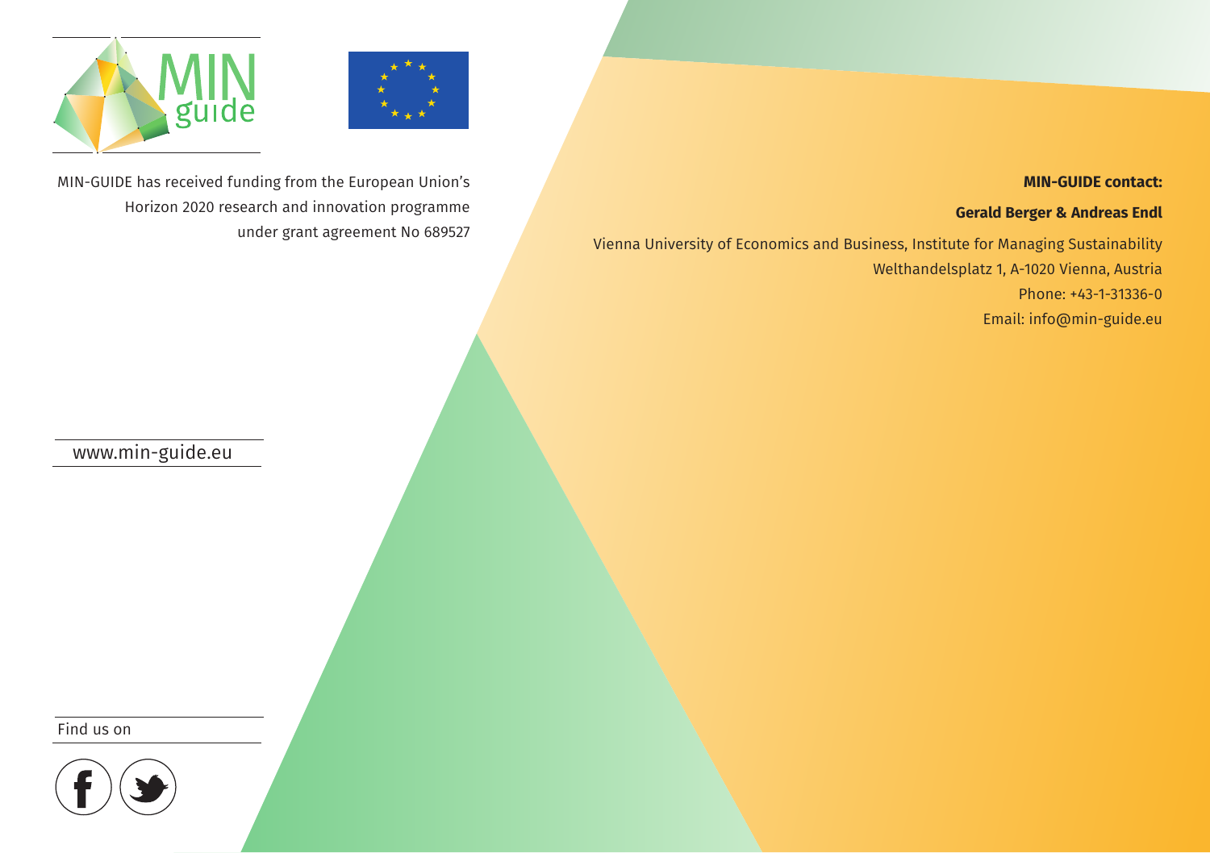MIN-GUIDE has received funding from the European Union's Horizon 2020 research and innovation programme under grant agreement No 689527

www.min-guide.eu

Find us on

**MIN-GUIDE contact:**

**Gerald Berger & Andreas Endl**

Vienna University of Economics and Business, Institute for Managing Sustainability
Welthandelsplatz 1, A-1020 Vienna, Austria
Phone: +43-1-31336-0
Email: info@min-guide.eu